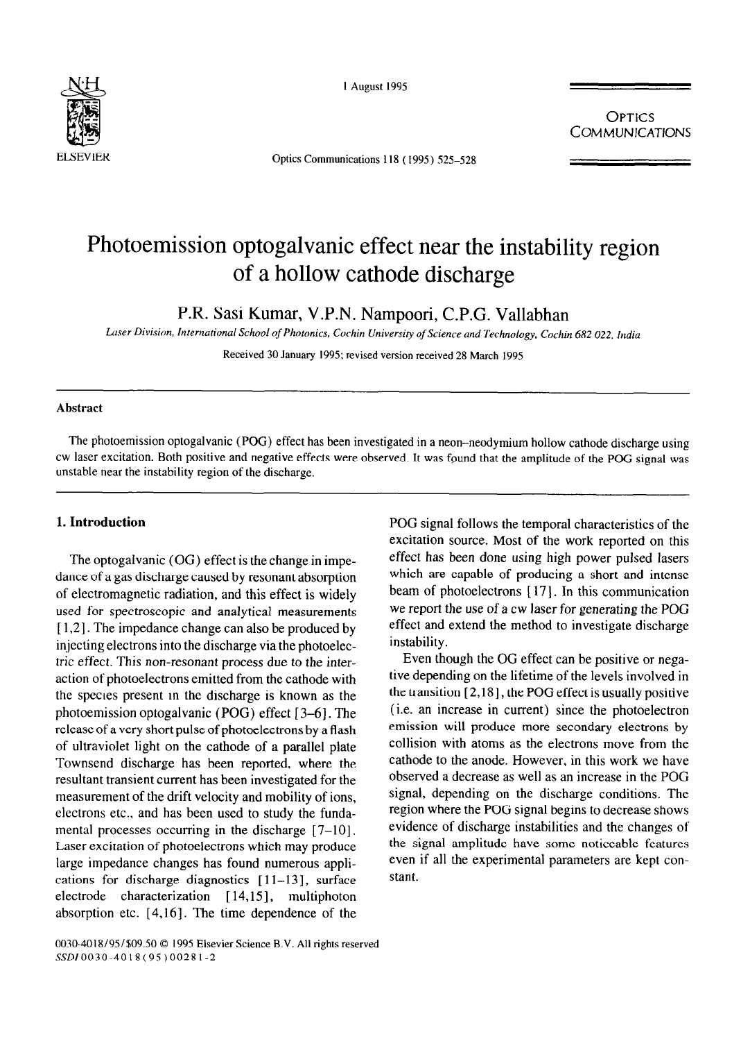# Photoemission optogalvanic effect near the instability region of a hollow cathode discharge

P.R. Sasi Kumar, V.P.N. Nampoori, C.P.G. Vallabhan

*Laser Division, International School of Photonics, Cochin University of Science and Technology, Cochin 682 022, India*

Received 30 January 1995; revised version received 28 March 1995

## Abstract

The photoemission optogalvanic (POG) effect has been investigated in a neon–neodymium hollow cathode discharge using cw laser excitation. Both positive and negative effects were observed. It was found that the amplitude of the POG signal was unstable near the instability region of the discharge.

## 1. Introduction

The optogalvanic (OG) effect is the change in impedance of a gas discharge caused by resonant absorption of electromagnetic radiation, and this effect is widely used for spectroscopic and analytical measurements [1,2]. The impedance change can also be produced by injecting electrons into the discharge via the photoelectric effect. This non-resonant process due to the interaction of photoelectrons emitted from the cathode with the species present in the discharge is known as the photoemission optogalvanic (POG) effect [3–6]. The release of a very short pulse of photoelectrons by a flash of ultraviolet light on the cathode of a parallel plate Townsend discharge has been reported, where the resultant transient current has been investigated for the measurement of the drift velocity and mobility of ions, electrons etc., and has been used to study the fundamental processes occurring in the discharge [7–10]. Laser excitation of photoelectrons which may produce large impedance changes has found numerous applications for discharge diagnostics [11–13], surface electrode characterization [14,15], multiphoton absorption etc. [4,16]. The time dependence of the POG signal follows the temporal characteristics of the excitation source. Most of the work reported on this effect has been done using high power pulsed lasers which are capable of producing a short and intense beam of photoelectrons [17]. In this communication we report the use of a cw laser for generating the POG effect and extend the method to investigate discharge instability.

Even though the OG effect can be positive or negative depending on the lifetime of the levels involved in the transition [2,18], the POG effect is usually positive (i.e. an increase in current) since the photoelectron emission will produce more secondary electrons by collision with atoms as the electrons move from the cathode to the anode. However, in this work we have observed a decrease as well as an increase in the POG signal, depending on the discharge conditions. The region where the POG signal begins to decrease shows evidence of discharge instabilities and the changes of the signal amplitude have some noticeable features even if all the experimental parameters are kept constant.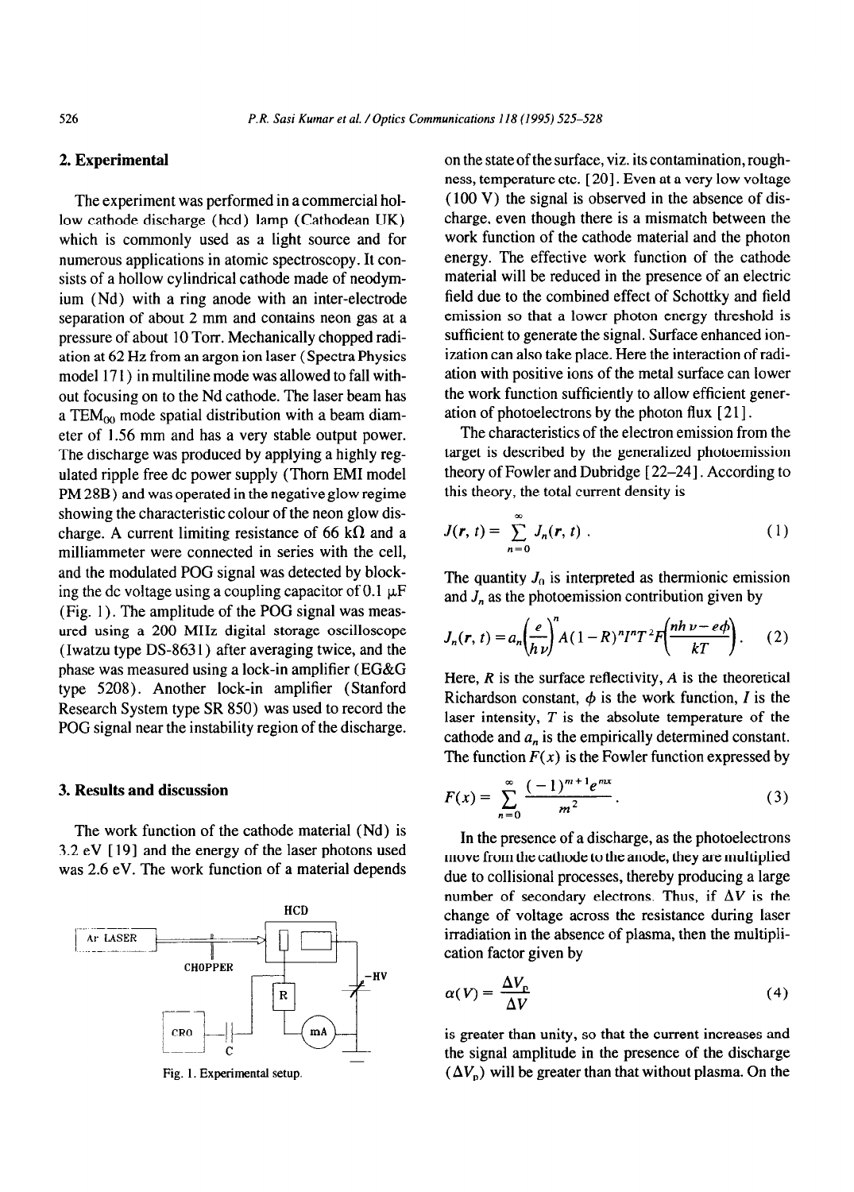## 2. Experimental

The experiment was performed in a commercial hollow cathode discharge (hcd) lamp (Cathodean UK) which is commonly used as a light source and for numerous applications in atomic spectroscopy. It consists of a hollow cylindrical cathode made of neodymium (Nd) with a ring anode with an inter-electrode separation of about 2 mm and contains neon gas at a pressure of about 10 Torr. Mechanically chopped radiation at 62 Hz from an argon ion laser (Spectra Physics model 171) in multiline mode was allowed to fall without focusing on to the Nd cathode. The laser beam has a $TEM_{00}$ mode spatial distribution with a beam diameter of 1.56 mm and has a very stable output power. The discharge was produced by applying a highly regulated ripple free dc power supply (Thorn EMI model PM 28B) and was operated in the negative glow regime showing the characteristic colour of the neon glow discharge. A current limiting resistance of 66 kΩ and a milliammeter were connected in series with the cell, and the modulated POG signal was detected by blocking the dc voltage using a coupling capacitor of 0.1 μF (Fig. 1). The amplitude of the POG signal was measured using a 200 MHz digital storage oscilloscope (Iwatzu type DS-8631) after averaging twice, and the phase was measured using a lock-in amplifier (EG&G type 5208). Another lock-in amplifier (Stanford Research System type SR 850) was used to record the POG signal near the instability region of the discharge.

## 3. Results and discussion

The work function of the cathode material (Nd) is 3.2 eV [19] and the energy of the laser photons used was 2.6 eV. The work function of a material depends on the state of the surface, viz. its contamination, roughness, temperature etc. [20]. Even at a very low voltage (100 V) the signal is observed in the absence of discharge, even though there is a mismatch between the work function of the cathode material and the photon energy. The effective work function of the cathode material will be reduced in the presence of an electric field due to the combined effect of Schottky and field emission so that a lower photon energy threshold is sufficient to generate the signal. Surface enhanced ionization can also take place. Here the interaction of radiation with positive ions of the metal surface can lower the work function sufficiently to allow efficient generation of photoelectrons by the photon flux [21].

Fig. 1. Experimental setup.

The characteristics of the electron emission from the target is described by the generalized photoemission theory of Fowler and Dubridge [22–24]. According to this theory, the total current density is

$$J(r, t) = \sum_{n=0}^{\infty} J_n(r, t) . \quad (1)$$

The quantity $J_0$ is interpreted as thermionic emission and $J_n$ as the photoemission contribution given by

$$J_n(r, t) = a_n\left(\frac{e}{h\nu}\right)^n A(1-R)^n I^n T^2 F\left(\frac{nh\nu - e\phi}{kT}\right). \quad (2)$$

Here, $R$ is the surface reflectivity, $A$ is the theoretical Richardson constant, $\phi$ is the work function, $I$ is the laser intensity, $T$ is the absolute temperature of the cathode and $a_n$ is the empirically determined constant. The function $F(x)$ is the Fowler function expressed by

$$F(x) = \sum_{n=0}^{\infty} \frac{(-1)^{m+1} e^{mx}}{m^2} . \quad (3)$$

In the presence of a discharge, as the photoelectrons move from the cathode to the anode, they are multiplied due to collisional processes, thereby producing a large number of secondary electrons. Thus, if $\Delta V$ is the change of voltage across the resistance during laser irradiation in the absence of plasma, then the multiplication factor given by

$$\alpha(V) = \frac{\Delta V_p}{\Delta V} \quad (4)$$

is greater than unity, so that the current increases and the signal amplitude in the presence of the discharge ($\Delta V_p$) will be greater than that without plasma. On the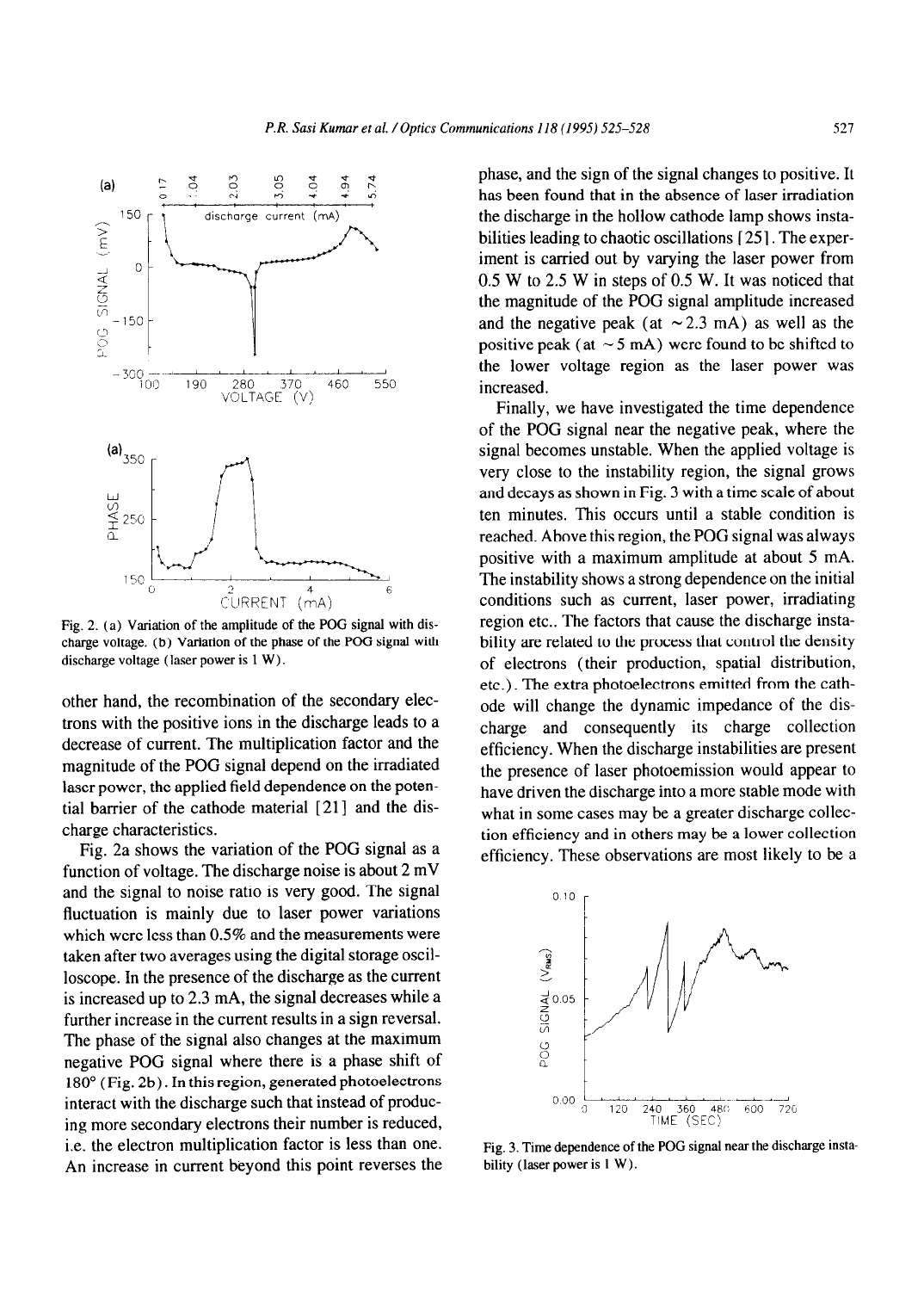Fig. 2. (a) Variation of the amplitude of the POG signal with discharge voltage. (b) Variation of the phase of the POG signal with discharge voltage (laser power is 1 W).

other hand, the recombination of the secondary electrons with the positive ions in the discharge leads to a decrease of current. The multiplication factor and the magnitude of the POG signal depend on the irradiated laser power, the applied field dependence on the potential barrier of the cathode material [21] and the discharge characteristics.

Fig. 2a shows the variation of the POG signal as a function of voltage. The discharge noise is about 2 mV and the signal to noise ratio is very good. The signal fluctuation is mainly due to laser power variations which were less than 0.5% and the measurements were taken after two averages using the digital storage oscilloscope. In the presence of the discharge as the current is increased up to 2.3 mA, the signal decreases while a further increase in the current results in a sign reversal. The phase of the signal also changes at the maximum negative POG signal where there is a phase shift of 180° (Fig. 2b). In this region, generated photoelectrons interact with the discharge such that instead of producing more secondary electrons their number is reduced, i.e. the electron multiplication factor is less than one. An increase in current beyond this point reverses the phase, and the sign of the signal changes to positive. It has been found that in the absence of laser irradiation the discharge in the hollow cathode lamp shows instabilities leading to chaotic oscillations [25]. The experiment is carried out by varying the laser power from 0.5 W to 2.5 W in steps of 0.5 W. It was noticed that the magnitude of the POG signal amplitude increased and the negative peak (at ~2.3 mA) as well as the positive peak (at ~5 mA) were found to be shifted to the lower voltage region as the laser power was increased.

Finally, we have investigated the time dependence of the POG signal near the negative peak, where the signal becomes unstable. When the applied voltage is very close to the instability region, the signal grows and decays as shown in Fig. 3 with a time scale of about ten minutes. This occurs until a stable condition is reached. Above this region, the POG signal was always positive with a maximum amplitude at about 5 mA. The instability shows a strong dependence on the initial conditions such as current, laser power, irradiating region etc.. The factors that cause the discharge instability are related to the process that control the density of electrons (their production, spatial distribution, etc.). The extra photoelectrons emitted from the cathode will change the dynamic impedance of the discharge and consequently its charge collection efficiency. When the discharge instabilities are present the presence of laser photoemission would appear to have driven the discharge into a more stable mode with what in some cases may be a greater discharge collection efficiency and in others may be a lower collection efficiency. These observations are most likely to be a

Fig. 3. Time dependence of the POG signal near the discharge instability (laser power is 1 W).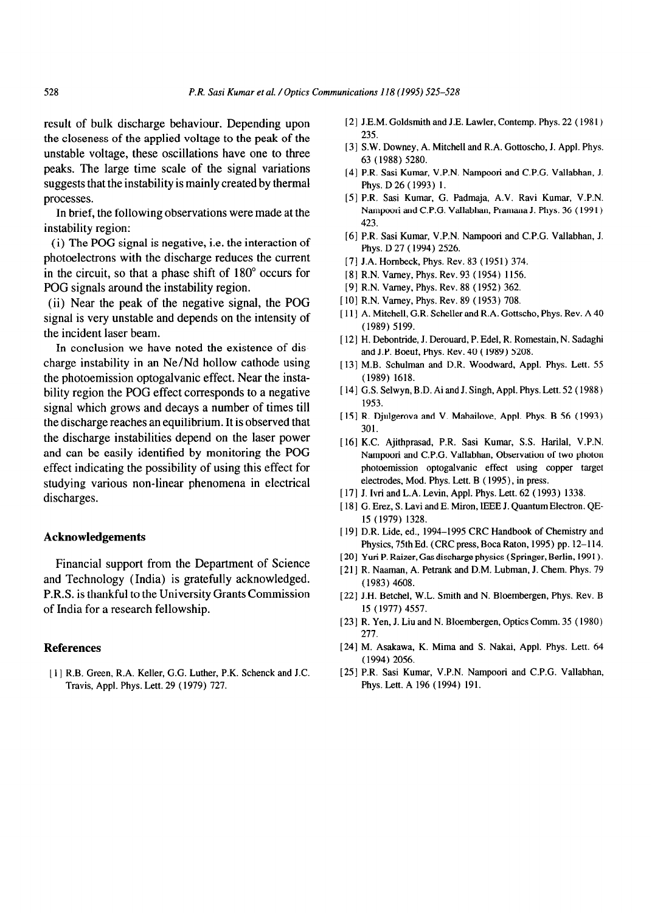result of bulk discharge behaviour. Depending upon the closeness of the applied voltage to the peak of the unstable voltage, these oscillations have one to three peaks. The large time scale of the signal variations suggests that the instability is mainly created by thermal processes.

In brief, the following observations were made at the instability region:

(i) The POG signal is negative, i.e. the interaction of photoelectrons with the discharge reduces the current in the circuit, so that a phase shift of 180° occurs for POG signals around the instability region.

(ii) Near the peak of the negative signal, the POG signal is very unstable and depends on the intensity of the incident laser beam.

In conclusion we have noted the existence of discharge instability in an Ne/Nd hollow cathode using the photoemission optogalvanic effect. Near the instability region the POG effect corresponds to a negative signal which grows and decays a number of times till the discharge reaches an equilibrium. It is observed that the discharge instabilities depend on the laser power and can be easily identified by monitoring the POG effect indicating the possibility of using this effect for studying various non-linear phenomena in electrical discharges.

## Acknowledgements

Financial support from the Department of Science and Technology (India) is gratefully acknowledged. P.R.S. is thankful to the University Grants Commission of India for a research fellowship.

## References

[1] R.B. Green, R.A. Keller, G.G. Luther, P.K. Schenck and J.C. Travis, Appl. Phys. Lett. 29 (1979) 727.

[2] J.E.M. Goldsmith and J.E. Lawler, Contemp. Phys. 22 (1981) 235.

[3] S.W. Downey, A. Mitchell and R.A. Gottoscho, J. Appl. Phys. 63 (1988) 5280.

[4] P.R. Sasi Kumar, V.P.N. Nampoori and C.P.G. Vallabhan, J. Phys. D 26 (1993) 1.

[5] P.R. Sasi Kumar, G. Padmaja, A.V. Ravi Kumar, V.P.N. Nampoori and C.P.G. Vallabhan, Pramana J. Phys. 36 (1991) 423.

[6] P.R. Sasi Kumar, V.P.N. Nampoori and C.P.G. Vallabhan, J. Phys. D 27 (1994) 2526.

[7] J.A. Hornbeck, Phys. Rev. 83 (1951) 374.

[8] R.N. Varney, Phys. Rev. 93 (1954) 1156.

[9] R.N. Varney, Phys. Rev. 88 (1952) 362.

[10] R.N. Varney, Phys. Rev. 89 (1953) 708.

[11] A. Mitchell, G.R. Scheller and R.A. Gottscho, Phys. Rev. A 40 (1989) 5199.

[12] H. Debontride, J. Derouard, P. Edel, R. Romestain, N. Sadaghi and J.P. Boeuf, Phys. Rev. 40 (1989) 5208.

[13] M.B. Schulman and D.R. Woodward, Appl. Phys. Lett. 55 (1989) 1618.

[14] G.S. Selwyn, B.D. Ai and J. Singh, Appl. Phys. Lett. 52 (1988) 1953.

[15] R. Djulgerova and V. Mahailove, Appl. Phys. B 56 (1993) 301.

[16] K.C. Ajithprasad, P.R. Sasi Kumar, S.S. Harilal, V.P.N. Nampoori and C.P.G. Vallabhan, Observation of two photon photoemission optogalvanic effect using copper target electrodes, Mod. Phys. Lett. B (1995), in press.

[17] J. Ivri and L.A. Levin, Appl. Phys. Lett. 62 (1993) 1338.

[18] G. Erez, S. Lavi and E. Miron, IEEE J. Quantum Electron. QE-15 (1979) 1328.

[19] D.R. Lide, ed., 1994–1995 CRC Handbook of Chemistry and Physics, 75th Ed. (CRC press, Boca Raton, 1995) pp. 12–114.

[20] Yuri P. Raizer, Gas discharge physics (Springer, Berlin, 1991).

[21] R. Naaman, A. Petrank and D.M. Lubman, J. Chem. Phys. 79 (1983) 4608.

[22] J.H. Betchel, W.L. Smith and N. Bloembergen, Phys. Rev. B 15 (1977) 4557.

[23] R. Yen, J. Liu and N. Bloembergen, Optics Comm. 35 (1980) 277.

[24] M. Asakawa, K. Mima and S. Nakai, Appl. Phys. Lett. 64 (1994) 2056.

[25] P.R. Sasi Kumar, V.P.N. Nampoori and C.P.G. Vallabhan, Phys. Lett. A 196 (1994) 191.